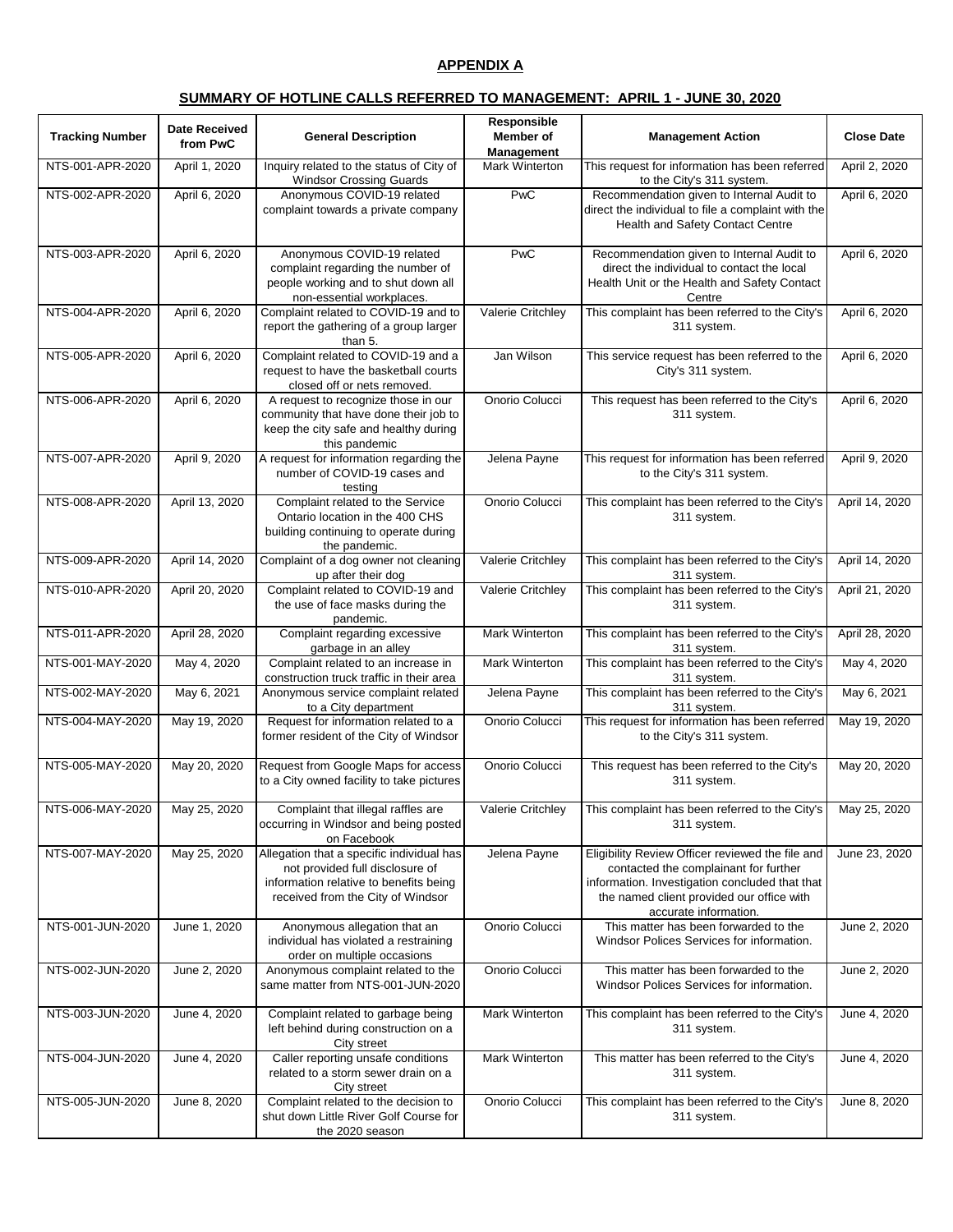## APPENDIX A

## SUMMARY OF HOTLINE CALLS REFERRED TO MANAGEMENT: APRIL 1 - JUNE 30, 2020

| Tracking Number | Date Received from PwC | General Description | Responsible Member of Management | Management Action | Close Date |
|---|---|---|---|---|---|
| NTS-001-APR-2020 | April 1, 2020 | Inquiry related to the status of City of Windsor Crossing Guards | Mark Winterton | This request for information has been referred to the City's 311 system. | April 2, 2020 |
| NTS-002-APR-2020 | April 6, 2020 | Anonymous COVID-19 related complaint towards a private company | PwC | Recommendation given to Internal Audit to direct the individual to file a complaint with the Health and Safety Contact Centre | April 6, 2020 |
| NTS-003-APR-2020 | April 6, 2020 | Anonymous COVID-19 related complaint regarding the number of people working and to shut down all non-essential workplaces. | PwC | Recommendation given to Internal Audit to direct the individual to contact the local Health Unit or the Health and Safety Contact Centre | April 6, 2020 |
| NTS-004-APR-2020 | April 6, 2020 | Complaint related to COVID-19 and to report the gathering of a group larger than 5. | Valerie Critchley | This complaint has been referred to the City's 311 system. | April 6, 2020 |
| NTS-005-APR-2020 | April 6, 2020 | Complaint related to COVID-19 and a request to have the basketball courts closed off or nets removed. | Jan Wilson | This service request has been referred to the City's 311 system. | April 6, 2020 |
| NTS-006-APR-2020 | April 6, 2020 | A request to recognize those in our community that have done their job to keep the city safe and healthy during this pandemic | Onorio Colucci | This request has been referred to the City's 311 system. | April 6, 2020 |
| NTS-007-APR-2020 | April 9, 2020 | A request for information regarding the number of COVID-19 cases and testing | Jelena Payne | This request for information has been referred to the City's 311 system. | April 9, 2020 |
| NTS-008-APR-2020 | April 13, 2020 | Complaint related to the Service Ontario location in the 400 CHS building continuing to operate during the pandemic. | Onorio Colucci | This complaint has been referred to the City's 311 system. | April 14, 2020 |
| NTS-009-APR-2020 | April 14, 2020 | Complaint of a dog owner not cleaning up after their dog | Valerie Critchley | This complaint has been referred to the City's 311 system. | April 14, 2020 |
| NTS-010-APR-2020 | April 20, 2020 | Complaint related to COVID-19 and the use of face masks during the pandemic. | Valerie Critchley | This complaint has been referred to the City's 311 system. | April 21, 2020 |
| NTS-011-APR-2020 | April 28, 2020 | Complaint regarding excessive garbage in an alley | Mark Winterton | This complaint has been referred to the City's 311 system. | April 28, 2020 |
| NTS-001-MAY-2020 | May 4, 2020 | Complaint related to an increase in construction truck traffic in their area | Mark Winterton | This complaint has been referred to the City's 311 system. | May 4, 2020 |
| NTS-002-MAY-2020 | May 6, 2021 | Anonymous service complaint related to a City department | Jelena Payne | This complaint has been referred to the City's 311 system. | May 6, 2021 |
| NTS-004-MAY-2020 | May 19, 2020 | Request for information related to a former resident of the City of Windsor | Onorio Colucci | This request for information has been referred to the City's 311 system. | May 19, 2020 |
| NTS-005-MAY-2020 | May 20, 2020 | Request from Google Maps for access to a City owned facility to take pictures | Onorio Colucci | This request has been referred to the City's 311 system. | May 20, 2020 |
| NTS-006-MAY-2020 | May 25, 2020 | Complaint that illegal raffles are occurring in Windsor and being posted on Facebook | Valerie Critchley | This complaint has been referred to the City's 311 system. | May 25, 2020 |
| NTS-007-MAY-2020 | May 25, 2020 | Allegation that a specific individual has not provided full disclosure of information relative to benefits being received from the City of Windsor | Jelena Payne | Eligibility Review Officer reviewed the file and contacted the complainant for further information. Investigation concluded that that the named client provided our office with accurate information. | June 23, 2020 |
| NTS-001-JUN-2020 | June 1, 2020 | Anonymous allegation that an individual has violated a restraining order on multiple occasions | Onorio Colucci | This matter has been forwarded to the Windsor Polices Services for information. | June 2, 2020 |
| NTS-002-JUN-2020 | June 2, 2020 | Anonymous complaint related to the same matter from NTS-001-JUN-2020 | Onorio Colucci | This matter has been forwarded to the Windsor Polices Services for information. | June 2, 2020 |
| NTS-003-JUN-2020 | June 4, 2020 | Complaint related to garbage being left behind during construction on a City street | Mark Winterton | This complaint has been referred to the City's 311 system. | June 4, 2020 |
| NTS-004-JUN-2020 | June 4, 2020 | Caller reporting unsafe conditions related to a storm sewer drain on a City street | Mark Winterton | This matter has been referred to the City's 311 system. | June 4, 2020 |
| NTS-005-JUN-2020 | June 8, 2020 | Complaint related to the decision to shut down Little River Golf Course for the 2020 season | Onorio Colucci | This complaint has been referred to the City's 311 system. | June 8, 2020 |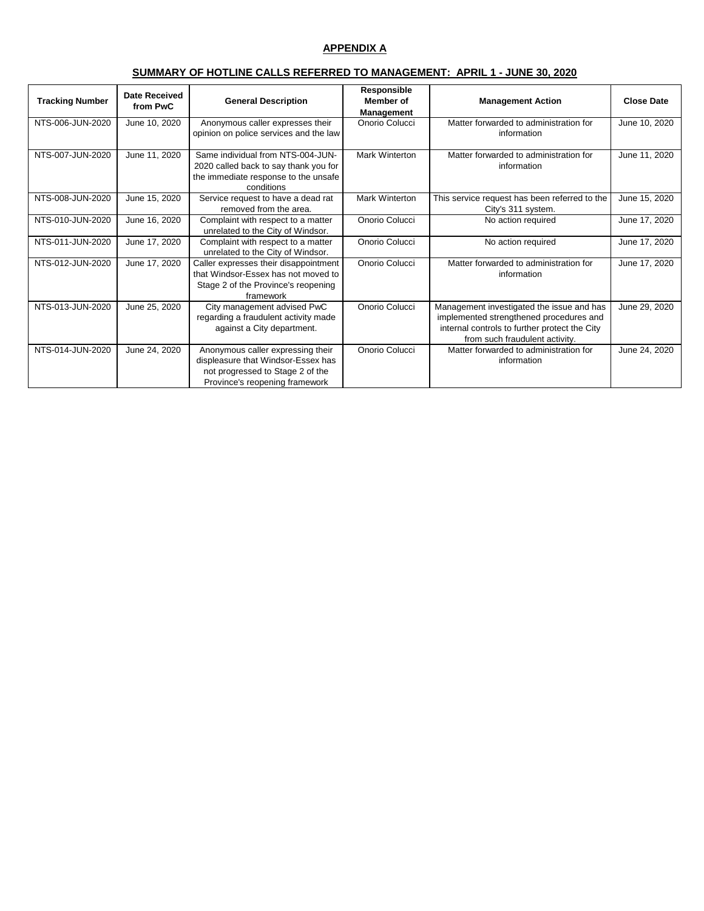**APPENDIX A**

**SUMMARY OF HOTLINE CALLS REFERRED TO MANAGEMENT: APRIL 1 - JUNE 30, 2020**

| Tracking Number | Date Received from PwC | General Description | Responsible Member of Management | Management Action | Close Date |
|---|---|---|---|---|---|
| NTS-006-JUN-2020 | June 10, 2020 | Anonymous caller expresses their opinion on police services and the law | Onorio Colucci | Matter forwarded to administration for information | June 10, 2020 |
| NTS-007-JUN-2020 | June 11, 2020 | Same individual from NTS-004-JUN-2020 called back to say thank you for the immediate response to the unsafe conditions | Mark Winterton | Matter forwarded to administration for information | June 11, 2020 |
| NTS-008-JUN-2020 | June 15, 2020 | Service request to have a dead rat removed from the area. | Mark Winterton | This service request has been referred to the City's 311 system. | June 15, 2020 |
| NTS-010-JUN-2020 | June 16, 2020 | Complaint with respect to a matter unrelated to the City of Windsor. | Onorio Colucci | No action required | June 17, 2020 |
| NTS-011-JUN-2020 | June 17, 2020 | Complaint with respect to a matter unrelated to the City of Windsor. | Onorio Colucci | No action required | June 17, 2020 |
| NTS-012-JUN-2020 | June 17, 2020 | Caller expresses their disappointment that Windsor-Essex has not moved to Stage 2 of the Province's reopening framework | Onorio Colucci | Matter forwarded to administration for information | June 17, 2020 |
| NTS-013-JUN-2020 | June 25, 2020 | City management advised PwC regarding a fraudulent activity made against a City department. | Onorio Colucci | Management investigated the issue and has implemented strengthened procedures and internal controls to further protect the City from such fraudulent activity. | June 29, 2020 |
| NTS-014-JUN-2020 | June 24, 2020 | Anonymous caller expressing their displeasure that Windsor-Essex has not progressed to Stage 2 of the Province's reopening framework | Onorio Colucci | Matter forwarded to administration for information | June 24, 2020 |